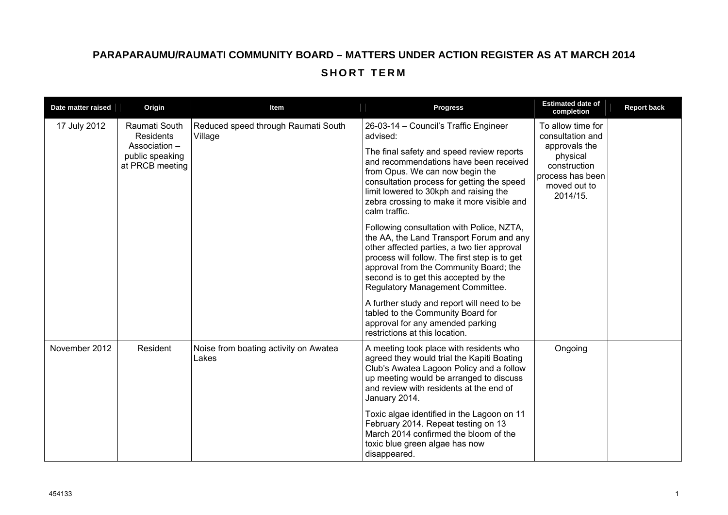# PARAPARAUMU/RAUMATI COMMUNITY BOARD – MATTERS UNDER ACTION REGISTER AS AT MARCH 2014

## SHORT TERM

| Date matter raised | Origin | Item | Progress | Estimated date of completion | Report back |
|---|---|---|---|---|---|
| 17 July 2012 | Raumati South Residents Association – public speaking at PRCB meeting | Reduced speed through Raumati South Village | 26-03-14 – Council's Traffic Engineer advised:<br><br>The final safety and speed review reports and recommendations have been received from Opus. We can now begin the consultation process for getting the speed limit lowered to 30kph and raising the zebra crossing to make it more visible and calm traffic.<br><br>Following consultation with Police, NZTA, the AA, the Land Transport Forum and any other affected parties, a two tier approval process will follow. The first step is to get approval from the Community Board; the second is to get this accepted by the Regulatory Management Committee.<br><br>A further study and report will need to be tabled to the Community Board for approval for any amended parking restrictions at this location. | To allow time for consultation and approvals the physical construction process has been moved out to 2014/15. | |
| November 2012 | Resident | Noise from boating activity on Awatea Lakes | A meeting took place with residents who agreed they would trial the Kapiti Boating Club's Awatea Lagoon Policy and a follow up meeting would be arranged to discuss and review with residents at the end of January 2014.<br><br>Toxic algae identified in the Lagoon on 11 February 2014. Repeat testing on 13 March 2014 confirmed the bloom of the toxic blue green algae has now disappeared. | Ongoing | |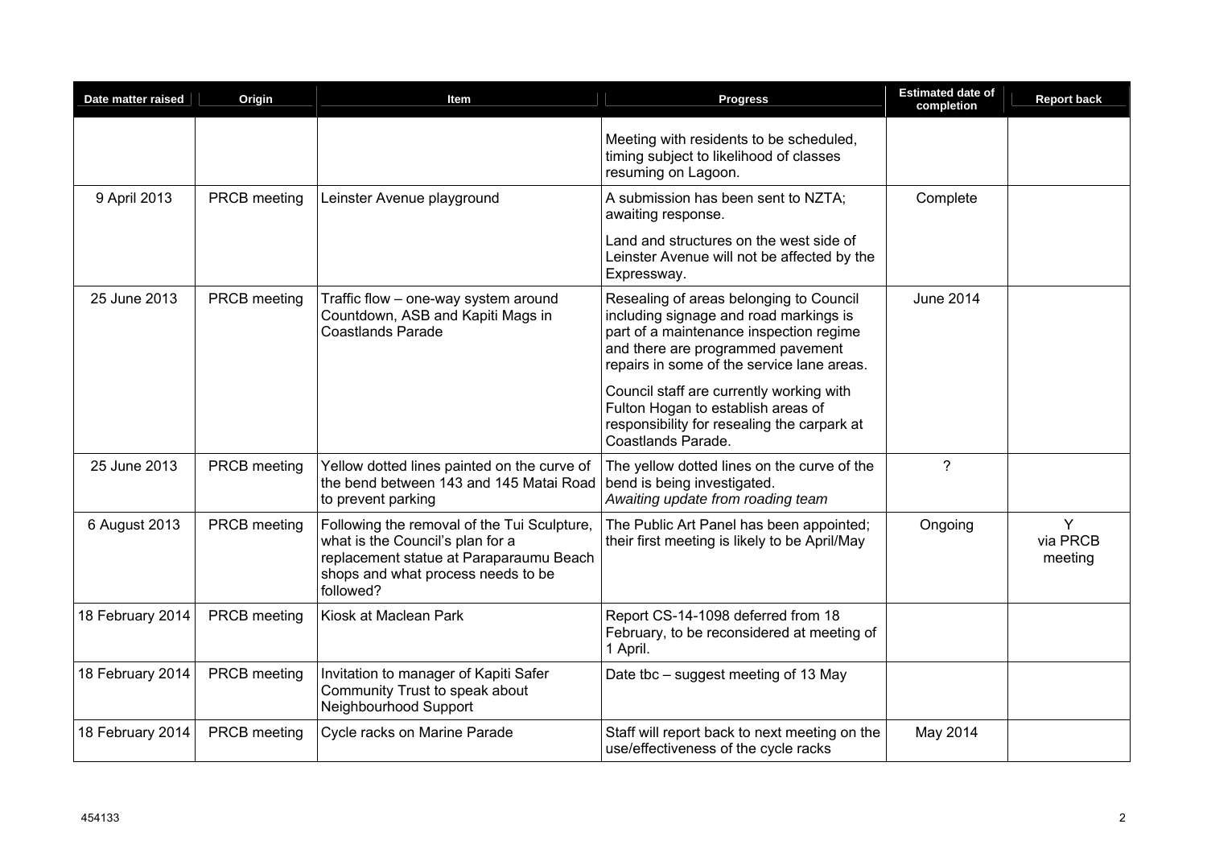| Date matter raised | Origin | Item | Progress | Estimated date of completion | Report back |
|---|---|---|---|---|---|
| | | | Meeting with residents to be scheduled, timing subject to likelihood of classes resuming on Lagoon. | | |
| 9 April 2013 | PRCB meeting | Leinster Avenue playground | A submission has been sent to NZTA; awaiting response.<br><br>Land and structures on the west side of Leinster Avenue will not be affected by the Expressway. | Complete | |
| 25 June 2013 | PRCB meeting | Traffic flow – one-way system around Countdown, ASB and Kapiti Mags in Coastlands Parade | Resealing of areas belonging to Council including signage and road markings is part of a maintenance inspection regime and there are programmed pavement repairs in some of the service lane areas.<br><br>Council staff are currently working with Fulton Hogan to establish areas of responsibility for resealing the carpark at Coastlands Parade. | June 2014 | |
| 25 June 2013 | PRCB meeting | Yellow dotted lines painted on the curve of the bend between 143 and 145 Matai Road to prevent parking | The yellow dotted lines on the curve of the bend is being investigated.<br>*Awaiting update from roading team* | ? | |
| 6 August 2013 | PRCB meeting | Following the removal of the Tui Sculpture, what is the Council's plan for a replacement statue at Paraparaumu Beach shops and what process needs to be followed? | The Public Art Panel has been appointed; their first meeting is likely to be April/May | Ongoing | Y via PRCB meeting |
| 18 February 2014 | PRCB meeting | Kiosk at Maclean Park | Report CS-14-1098 deferred from 18 February, to be reconsidered at meeting of 1 April. | | |
| 18 February 2014 | PRCB meeting | Invitation to manager of Kapiti Safer Community Trust to speak about Neighbourhood Support | Date tbc – suggest meeting of 13 May | | |
| 18 February 2014 | PRCB meeting | Cycle racks on Marine Parade | Staff will report back to next meeting on the use/effectiveness of the cycle racks | May 2014 | |

454133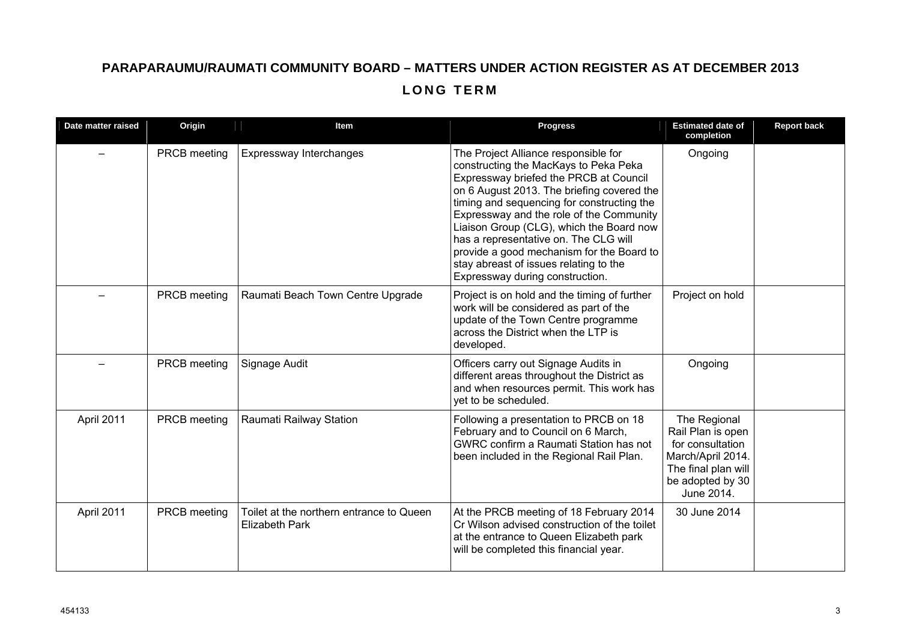# PARAPARAUMU/RAUMATI COMMUNITY BOARD – MATTERS UNDER ACTION REGISTER AS AT DECEMBER 2013

## LONG TERM

| Date matter raised | Origin | Item | Progress | Estimated date of completion | Report back |
|---|---|---|---|---|---|
| – | PRCB meeting | Expressway Interchanges | The Project Alliance responsible for constructing the MacKays to Peka Peka Expressway briefed the PRCB at Council on 6 August 2013. The briefing covered the timing and sequencing for constructing the Expressway and the role of the Community Liaison Group (CLG), which the Board now has a representative on. The CLG will provide a good mechanism for the Board to stay abreast of issues relating to the Expressway during construction. | Ongoing | |
| – | PRCB meeting | Raumati Beach Town Centre Upgrade | Project is on hold and the timing of further work will be considered as part of the update of the Town Centre programme across the District when the LTP is developed. | Project on hold | |
| – | PRCB meeting | Signage Audit | Officers carry out Signage Audits in different areas throughout the District as and when resources permit. This work has yet to be scheduled. | Ongoing | |
| April 2011 | PRCB meeting | Raumati Railway Station | Following a presentation to PRCB on 18 February and to Council on 6 March, GWRC confirm a Raumati Station has not been included in the Regional Rail Plan. | The Regional Rail Plan is open for consultation March/April 2014. The final plan will be adopted by 30 June 2014. | |
| April 2011 | PRCB meeting | Toilet at the northern entrance to Queen Elizabeth Park | At the PRCB meeting of 18 February 2014 Cr Wilson advised construction of the toilet at the entrance to Queen Elizabeth park will be completed this financial year. | 30 June 2014 | |

454133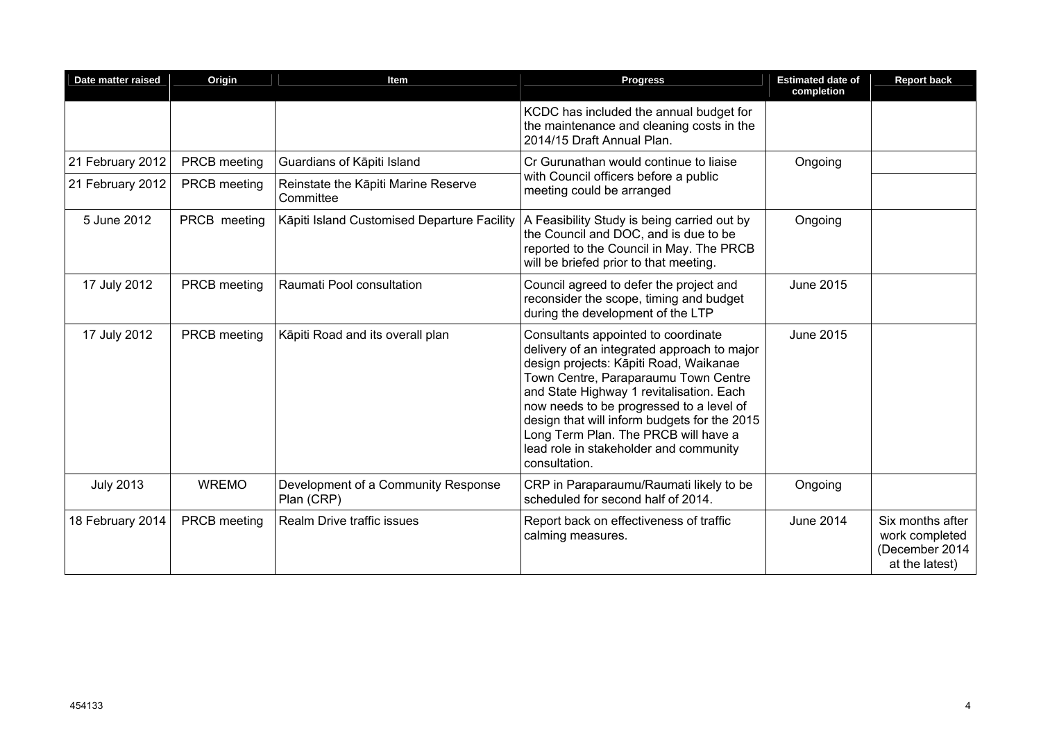| Date matter raised | Origin | Item | Progress | Estimated date of completion | Report back |
|---|---|---|---|---|---|
| | | | KCDC has included the annual budget for the maintenance and cleaning costs in the 2014/15 Draft Annual Plan. | | |
| 21 February 2012 | PRCB meeting | Guardians of Kāpiti Island | Cr Gurunathan would continue to liaise with Council officers before a public meeting could be arranged | Ongoing | |
| 21 February 2012 | PRCB meeting | Reinstate the Kāpiti Marine Reserve Committee | | | |
| 5 June 2012 | PRCB meeting | Kāpiti Island Customised Departure Facility | A Feasibility Study is being carried out by the Council and DOC, and is due to be reported to the Council in May. The PRCB will be briefed prior to that meeting. | Ongoing | |
| 17 July 2012 | PRCB meeting | Raumati Pool consultation | Council agreed to defer the project and reconsider the scope, timing and budget during the development of the LTP | June 2015 | |
| 17 July 2012 | PRCB meeting | Kāpiti Road and its overall plan | Consultants appointed to coordinate delivery of an integrated approach to major design projects: Kāpiti Road, Waikanae Town Centre, Paraparaumu Town Centre and State Highway 1 revitalisation. Each now needs to be progressed to a level of design that will inform budgets for the 2015 Long Term Plan. The PRCB will have a lead role in stakeholder and community consultation. | June 2015 | |
| July 2013 | WREMO | Development of a Community Response Plan (CRP) | CRP in Paraparaumu/Raumati likely to be scheduled for second half of 2014. | Ongoing | |
| 18 February 2014 | PRCB meeting | Realm Drive traffic issues | Report back on effectiveness of traffic calming measures. | June 2014 | Six months after work completed (December 2014 at the latest) |

454133